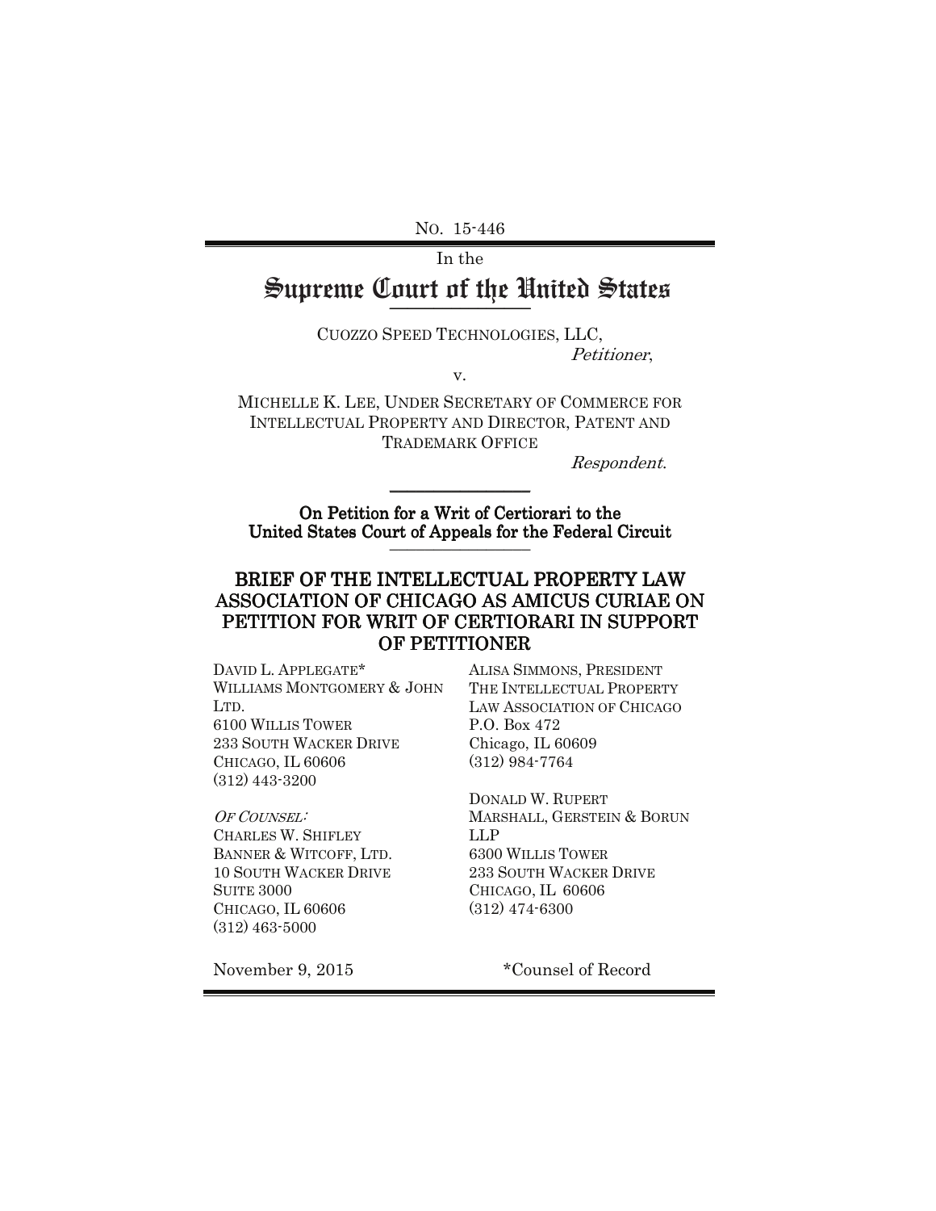NO. 15-446

In the

# Supreme Court of the United States

CUOZZO SPEED TECHNOLOGIES, LLC,
*Petitioner*,

v.

MICHELLE K. LEE, UNDER SECRETARY OF COMMERCE FOR INTELLECTUAL PROPERTY AND DIRECTOR, PATENT AND TRADEMARK OFFICE

*Respondent*.

**On Petition for a Writ of Certiorari to the United States Court of Appeals for the Federal Circuit**

## BRIEF OF THE INTELLECTUAL PROPERTY LAW ASSOCIATION OF CHICAGO AS AMICUS CURIAE ON PETITION FOR WRIT OF CERTIORARI IN SUPPORT OF PETITIONER

DAVID L. APPLEGATE*
WILLIAMS MONTGOMERY & JOHN LTD.
6100 WILLIS TOWER
233 SOUTH WACKER DRIVE
CHICAGO, IL 60606
(312) 443-3200

*OF COUNSEL:*
CHARLES W. SHIFLEY
BANNER & WITCOFF, LTD.
10 SOUTH WACKER DRIVE
SUITE 3000
CHICAGO, IL 60606
(312) 463-5000

ALISA SIMMONS, PRESIDENT
THE INTELLECTUAL PROPERTY LAW ASSOCIATION OF CHICAGO
P.O. Box 472
Chicago, IL 60609
(312) 984-7764

DONALD W. RUPERT
MARSHALL, GERSTEIN & BORUN LLP
6300 WILLIS TOWER
233 SOUTH WACKER DRIVE
CHICAGO, IL 60606
(312) 474-6300

November 9, 2015

*Counsel of Record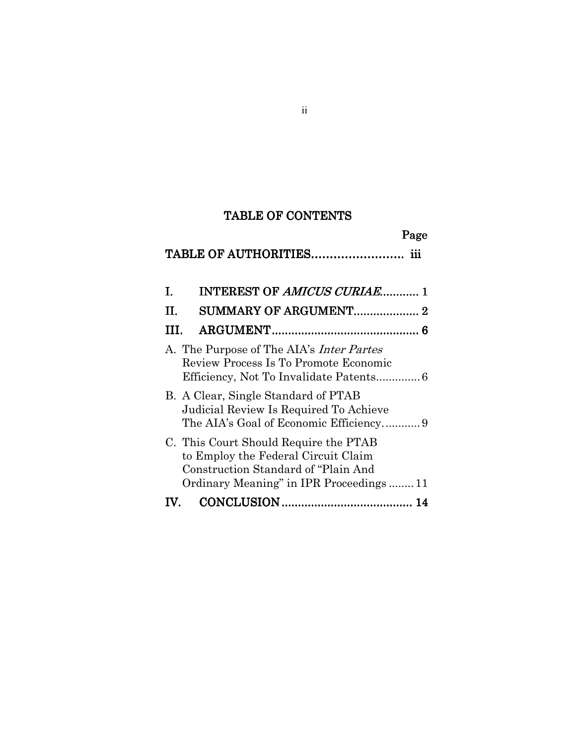# TABLE OF CONTENTS

Page

**TABLE OF AUTHORITIES……………………. iii**

**I. INTEREST OF *AMICUS CURIAE*............ 1**

**II. SUMMARY OF ARGUMENT.................... 2**

**III. ARGUMENT............................................ 6**

A. The Purpose of The AIA's *Inter Partes* Review Process Is To Promote Economic Efficiency, Not To Invalidate Patents............. 6

B. A Clear, Single Standard of PTAB Judicial Review Is Required To Achieve The AIA's Goal of Economic Efficiency…......... 9

C. This Court Should Require the PTAB to Employ the Federal Circuit Claim Construction Standard of "Plain And Ordinary Meaning" in IPR Proceedings ........ 11

**IV. CONCLUSION ....................................... 14**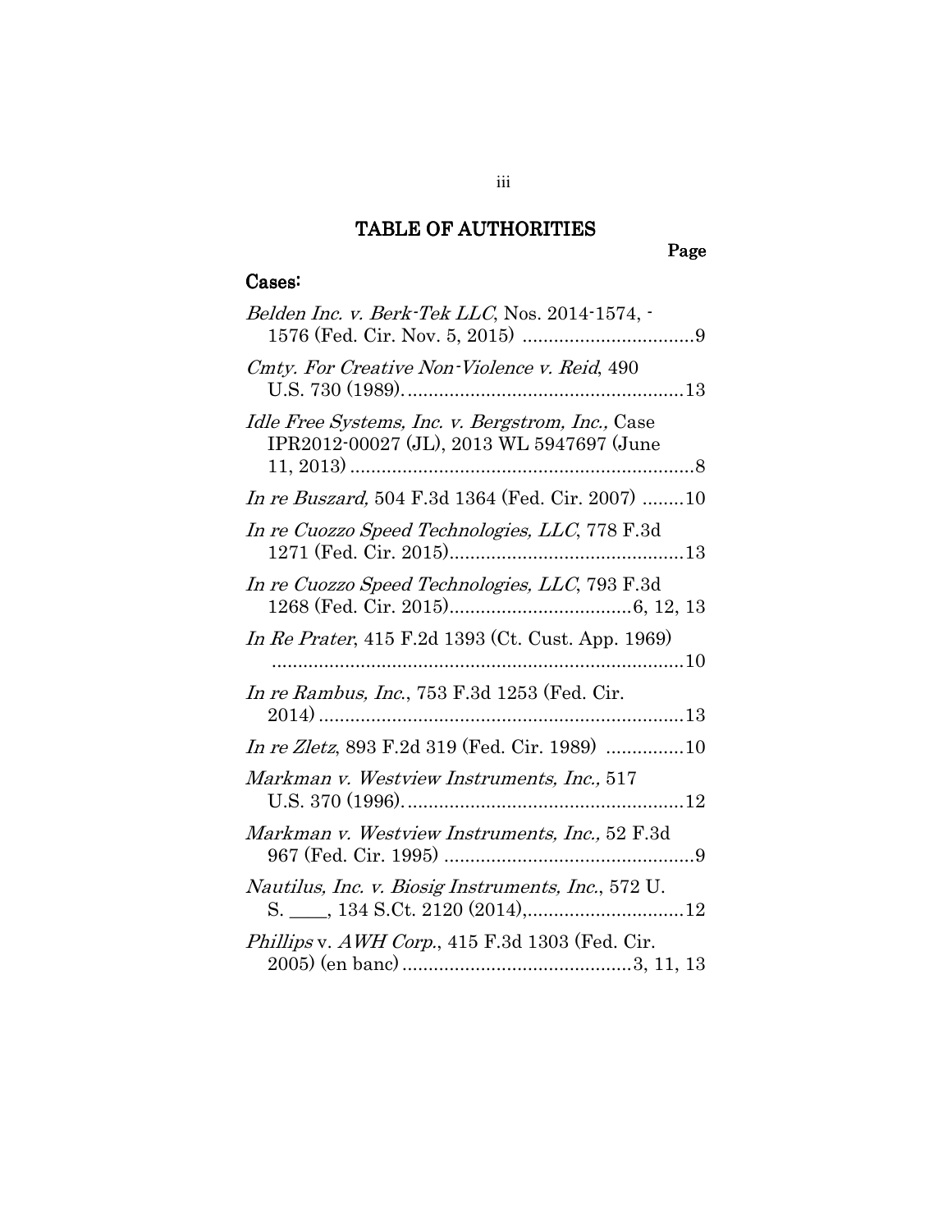# TABLE OF AUTHORITIES

**Page**

## Cases:

*Belden Inc. v. Berk-Tek LLC*, Nos. 2014-1574, -1576 (Fed. Cir. Nov. 5, 2015) ....................................9

*Cmty. For Creative Non-Violence v. Reid*, 490 U.S. 730 (1989)......................................................13

*Idle Free Systems, Inc. v. Bergstrom, Inc.*, Case IPR2012-00027 (JL), 2013 WL 5947697 (June 11, 2013) ....................................................................8

*In re Buszard*, 504 F.3d 1364 (Fed. Cir. 2007) ........10

*In re Cuozzo Speed Technologies, LLC*, 778 F.3d 1271 (Fed. Cir. 2015)...............................................13

*In re Cuozzo Speed Technologies, LLC*, 793 F.3d 1268 (Fed. Cir. 2015)..................................6, 12, 13

*In Re Prater*, 415 F.2d 1393 (Ct. Cust. App. 1969) ...............................................................................10

*In re Rambus, Inc.*, 753 F.3d 1253 (Fed. Cir. 2014) .......................................................................13

*In re Zletz*, 893 F.2d 319 (Fed. Cir. 1989) ...............10

*Markman v. Westview Instruments, Inc.,* 517 U.S. 370 (1996).....................................................12

*Markman v. Westview Instruments, Inc.,* 52 F.3d 967 (Fed. Cir. 1995) ................................................9

*Nautilus, Inc. v. Biosig Instruments, Inc.*, 572 U. S. ____, 134 S.Ct. 2120 (2014),..............................12

*Phillips* v. *AWH Corp.*, 415 F.3d 1303 (Fed. Cir. 2005) (en banc)...........................................3, 11, 13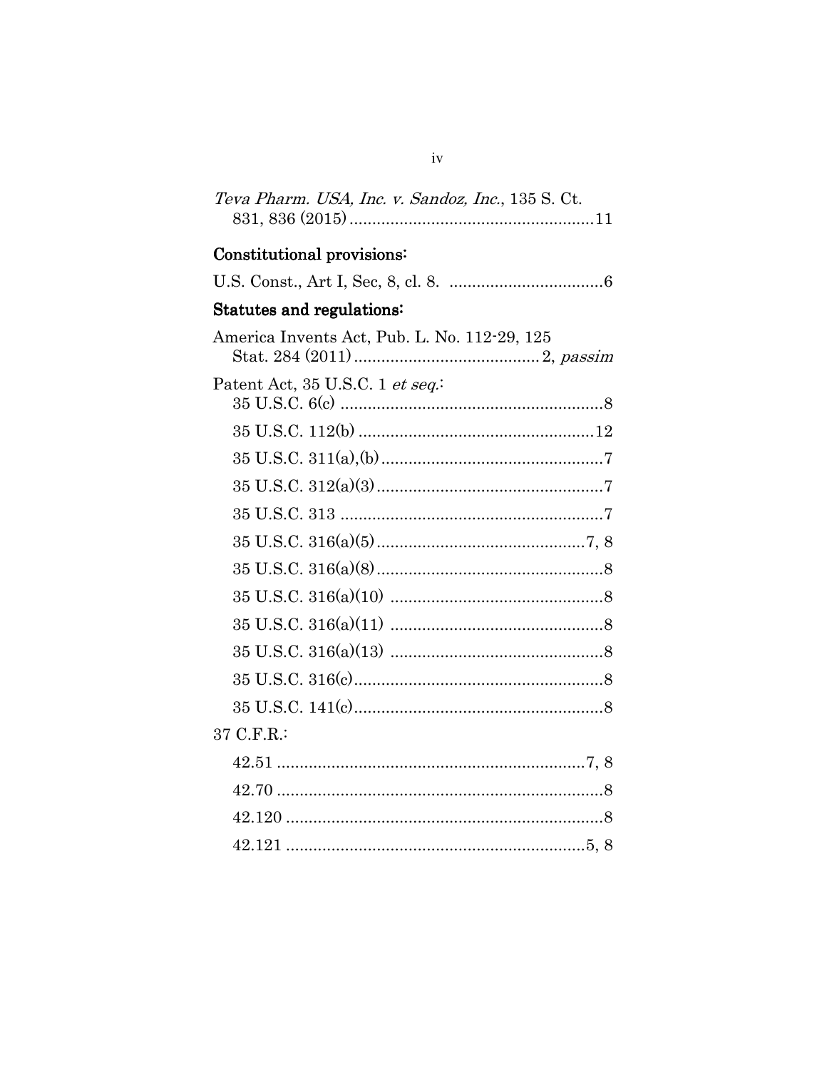*Teva Pharm. USA, Inc. v. Sandoz, Inc.*, 135 S. Ct. 831, 836 (2015) ....................................................11

**Constitutional provisions:**

U.S. Const., Art I, Sec, 8, cl. 8. .................................6

**Statutes and regulations:**

America Invents Act, Pub. L. No. 112-29, 125 Stat. 284 (2011) ........................................2, *passim*

Patent Act, 35 U.S.C. 1 *et seq.*:

- 35 U.S.C. 6(c) ..........................................................8
- 35 U.S.C. 112(b) ....................................................12
- 35 U.S.C. 311(a),(b) .................................................7
- 35 U.S.C. 312(a)(3) ..................................................7
- 35 U.S.C. 313 ..........................................................7
- 35 U.S.C. 316(a)(5) ..............................................7, 8
- 35 U.S.C. 316(a)(8) ..................................................8
- 35 U.S.C. 316(a)(10) ...............................................8
- 35 U.S.C. 316(a)(11) ...............................................8
- 35 U.S.C. 316(a)(13) ...............................................8
- 35 U.S.C. 316(c).......................................................8
- 35 U.S.C. 141(c).......................................................8

37 C.F.R.:

- 42.51 ....................................................................7, 8
- 42.70 ........................................................................8
- 42.120 ......................................................................8
- 42.121 ...................................................................5, 8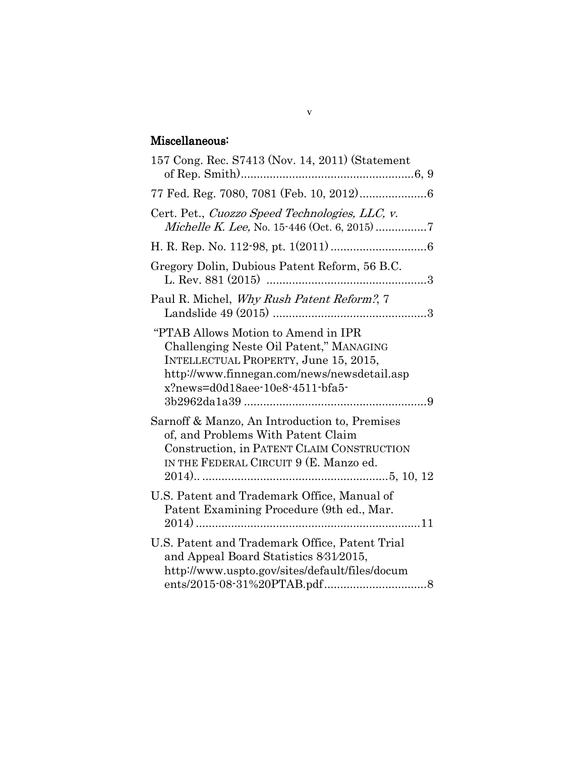## Miscellaneous:

157 Cong. Rec. S7413 (Nov. 14, 2011) (Statement of Rep. Smith)......................................................6, 9

77 Fed. Reg. 7080, 7081 (Feb. 10, 2012).....................6

Cert. Pet., *Cuozzo Speed Technologies, LLC, v. Michelle K. Lee,* No. 15-446 (Oct. 6, 2015) ................7

H. R. Rep. No. 112-98, pt. 1(2011) ..............................6

Gregory Dolin, Dubious Patent Reform, 56 B.C. L. Rev. 881 (2015) ..................................................3

Paul R. Michel, *Why Rush Patent Reform?*, 7 Landslide 49 (2015) ................................................3

"PTAB Allows Motion to Amend in IPR Challenging Neste Oil Patent," MANAGING INTELLECTUAL PROPERTY, June 15, 2015, http://www.finnegan.com/news/newsdetail.aspx?news=d0d18aee-10e8-4511-bfa5-3b2962da1a39 .........................................................9

Sarnoff & Manzo, An Introduction to, Premises of, and Problems With Patent Claim Construction, in PATENT CLAIM CONSTRUCTION IN THE FEDERAL CIRCUIT 9 (E. Manzo ed. 2014).. ..........................................................5, 10, 12

U.S. Patent and Trademark Office, Manual of Patent Examining Procedure (9th ed., Mar. 2014) ......................................................................11

U.S. Patent and Trademark Office, Patent Trial and Appeal Board Statistics 8/31/2015, http://www.uspto.gov/sites/default/files/documents/2015-08-31%20PTAB.pdf................................8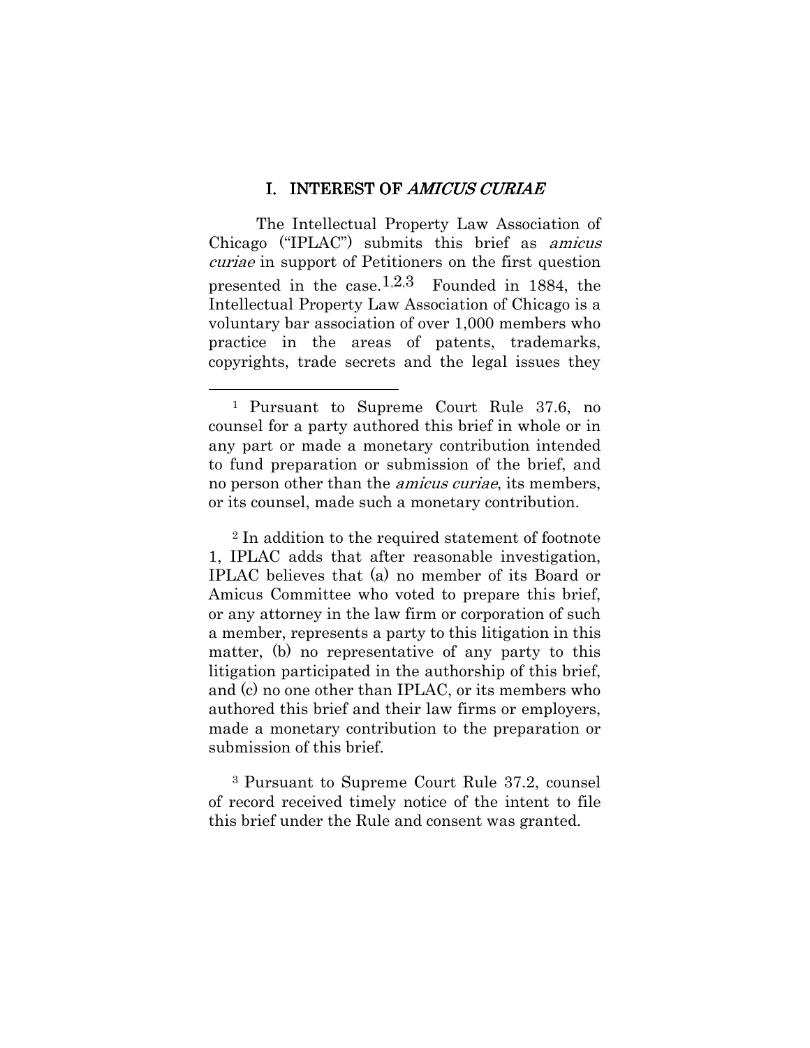## I. INTEREST OF *AMICUS CURIAE*

The Intellectual Property Law Association of Chicago ("IPLAC") submits this brief as *amicus curiae* in support of Petitioners on the first question presented in the case.[1,2,3] Founded in 1884, the Intellectual Property Law Association of Chicago is a voluntary bar association of over 1,000 members who practice in the areas of patents, trademarks, copyrights, trade secrets and the legal issues they

---

[1] Pursuant to Supreme Court Rule 37.6, no counsel for a party authored this brief in whole or in any part or made a monetary contribution intended to fund preparation or submission of the brief, and no person other than the *amicus curiae*, its members, or its counsel, made such a monetary contribution.

[2] In addition to the required statement of footnote 1, IPLAC adds that after reasonable investigation, IPLAC believes that (a) no member of its Board or Amicus Committee who voted to prepare this brief, or any attorney in the law firm or corporation of such a member, represents a party to this litigation in this matter, (b) no representative of any party to this litigation participated in the authorship of this brief, and (c) no one other than IPLAC, or its members who authored this brief and their law firms or employers, made a monetary contribution to the preparation or submission of this brief.

[3] Pursuant to Supreme Court Rule 37.2, counsel of record received timely notice of the intent to file this brief under the Rule and consent was granted.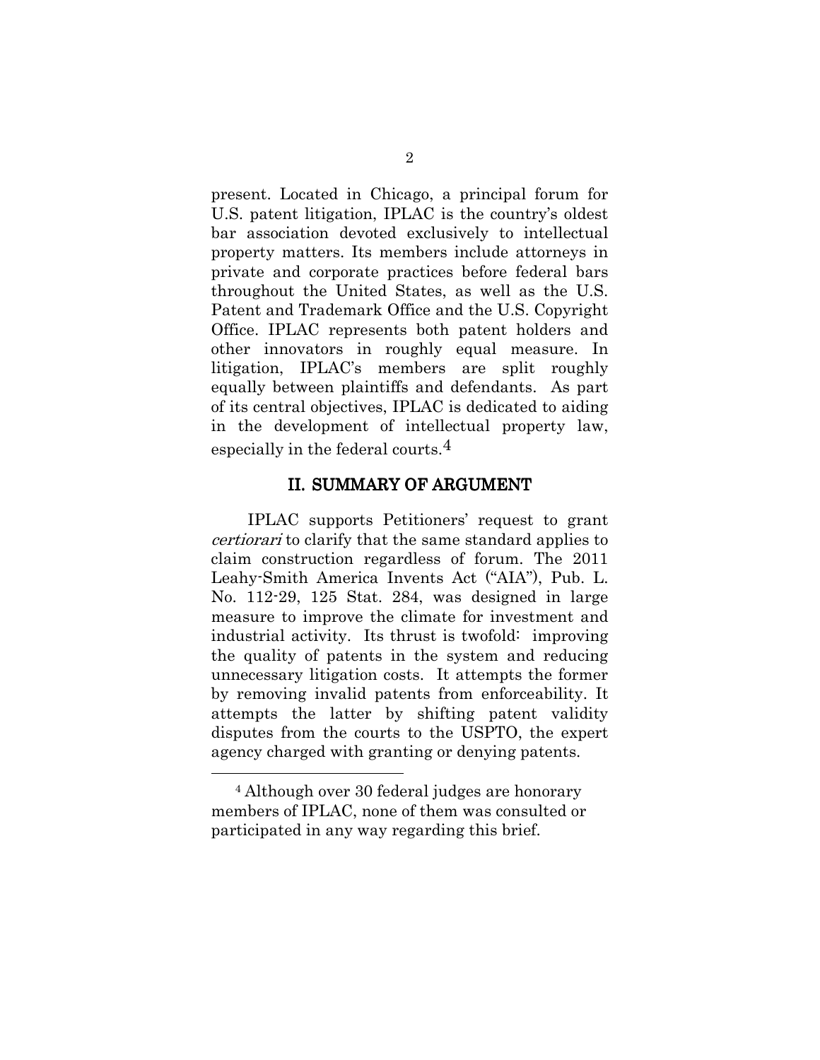present. Located in Chicago, a principal forum for U.S. patent litigation, IPLAC is the country's oldest bar association devoted exclusively to intellectual property matters. Its members include attorneys in private and corporate practices before federal bars throughout the United States, as well as the U.S. Patent and Trademark Office and the U.S. Copyright Office. IPLAC represents both patent holders and other innovators in roughly equal measure. In litigation, IPLAC's members are split roughly equally between plaintiffs and defendants. As part of its central objectives, IPLAC is dedicated to aiding in the development of intellectual property law, especially in the federal courts.[4]

## II. SUMMARY OF ARGUMENT

IPLAC supports Petitioners' request to grant *certiorari* to clarify that the same standard applies to claim construction regardless of forum. The 2011 Leahy-Smith America Invents Act ("AIA"), Pub. L. No. 112-29, 125 Stat. 284, was designed in large measure to improve the climate for investment and industrial activity. Its thrust is twofold: improving the quality of patents in the system and reducing unnecessary litigation costs. It attempts the former by removing invalid patents from enforceability. It attempts the latter by shifting patent validity disputes from the courts to the USPTO, the expert agency charged with granting or denying patents.

---

[4] Although over 30 federal judges are honorary members of IPLAC, none of them was consulted or participated in any way regarding this brief.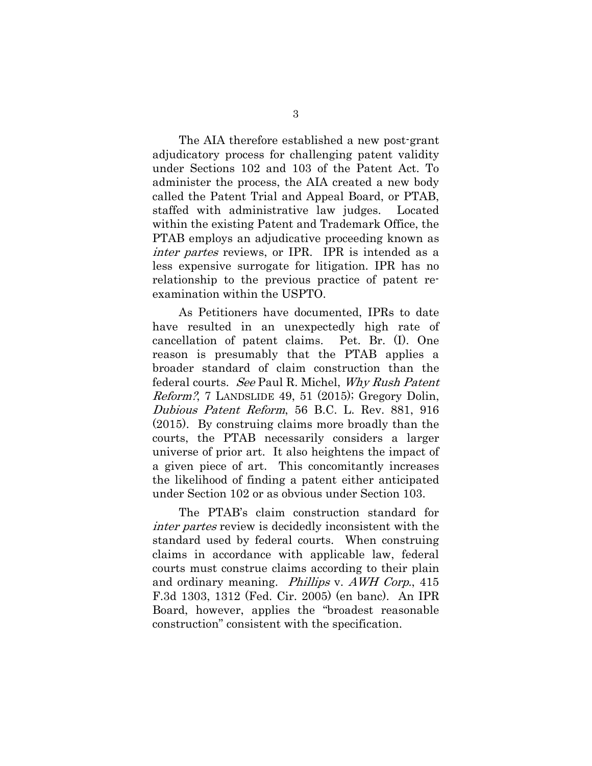The AIA therefore established a new post-grant adjudicatory process for challenging patent validity under Sections 102 and 103 of the Patent Act. To administer the process, the AIA created a new body called the Patent Trial and Appeal Board, or PTAB, staffed with administrative law judges. Located within the existing Patent and Trademark Office, the PTAB employs an adjudicative proceeding known as *inter partes* reviews, or IPR. IPR is intended as a less expensive surrogate for litigation. IPR has no relationship to the previous practice of patent re-examination within the USPTO.

As Petitioners have documented, IPRs to date have resulted in an unexpectedly high rate of cancellation of patent claims. Pet. Br. (I). One reason is presumably that the PTAB applies a broader standard of claim construction than the federal courts. *See* Paul R. Michel, *Why Rush Patent Reform?*, 7 LANDSLIDE 49, 51 (2015); Gregory Dolin, *Dubious Patent Reform*, 56 B.C. L. Rev. 881, 916 (2015). By construing claims more broadly than the courts, the PTAB necessarily considers a larger universe of prior art. It also heightens the impact of a given piece of art. This concomitantly increases the likelihood of finding a patent either anticipated under Section 102 or as obvious under Section 103.

The PTAB's claim construction standard for *inter partes* review is decidedly inconsistent with the standard used by federal courts. When construing claims in accordance with applicable law, federal courts must construe claims according to their plain and ordinary meaning. *Phillips* v. *AWH Corp.*, 415 F.3d 1303, 1312 (Fed. Cir. 2005) (en banc). An IPR Board, however, applies the "broadest reasonable construction" consistent with the specification.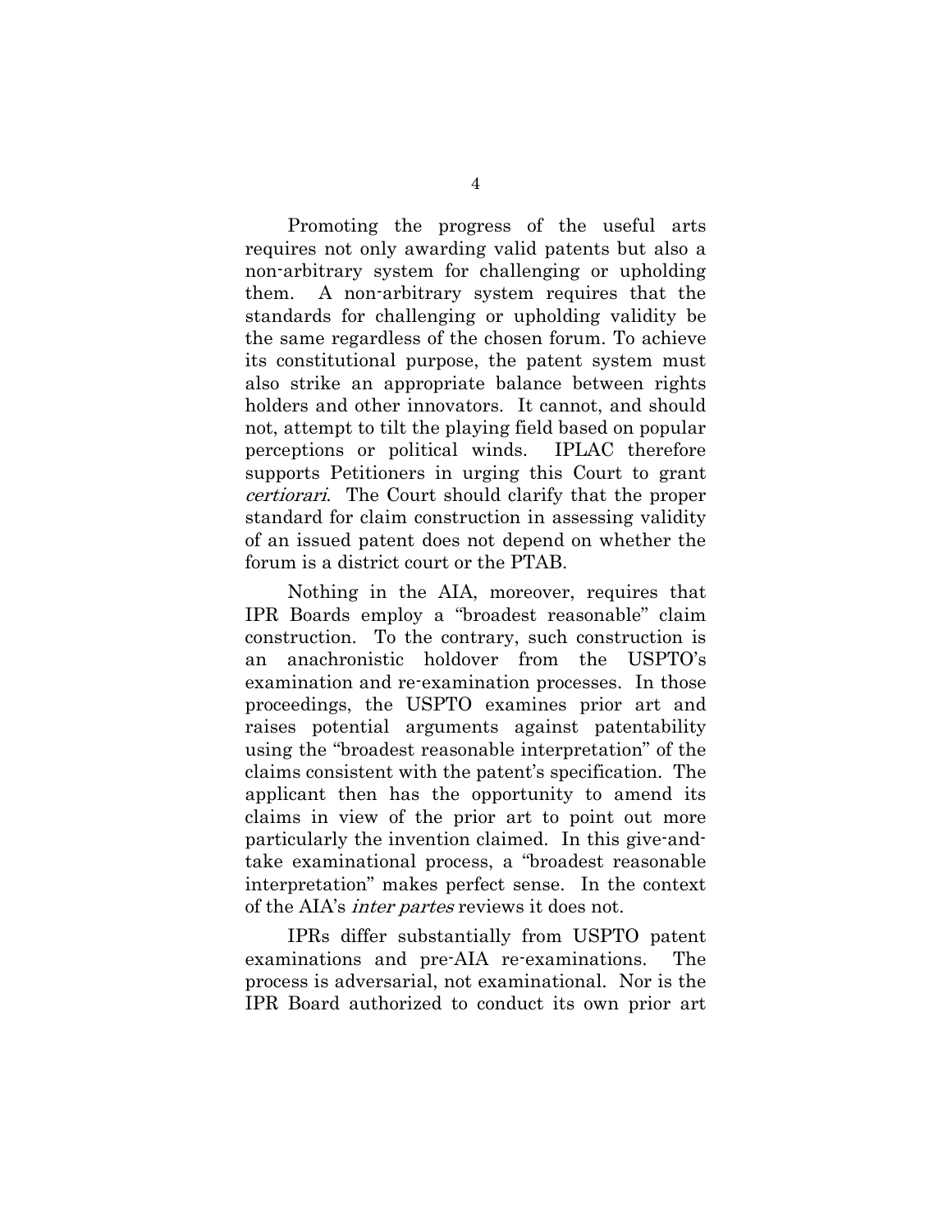Promoting the progress of the useful arts requires not only awarding valid patents but also a non-arbitrary system for challenging or upholding them. A non-arbitrary system requires that the standards for challenging or upholding validity be the same regardless of the chosen forum. To achieve its constitutional purpose, the patent system must also strike an appropriate balance between rights holders and other innovators. It cannot, and should not, attempt to tilt the playing field based on popular perceptions or political winds. IPLAC therefore supports Petitioners in urging this Court to grant *certiorari*. The Court should clarify that the proper standard for claim construction in assessing validity of an issued patent does not depend on whether the forum is a district court or the PTAB.

Nothing in the AIA, moreover, requires that IPR Boards employ a "broadest reasonable" claim construction. To the contrary, such construction is an anachronistic holdover from the USPTO's examination and re-examination processes. In those proceedings, the USPTO examines prior art and raises potential arguments against patentability using the "broadest reasonable interpretation" of the claims consistent with the patent's specification. The applicant then has the opportunity to amend its claims in view of the prior art to point out more particularly the invention claimed. In this give-and-take examinational process, a "broadest reasonable interpretation" makes perfect sense. In the context of the AIA's *inter partes* reviews it does not.

IPRs differ substantially from USPTO patent examinations and pre-AIA re-examinations. The process is adversarial, not examinational. Nor is the IPR Board authorized to conduct its own prior art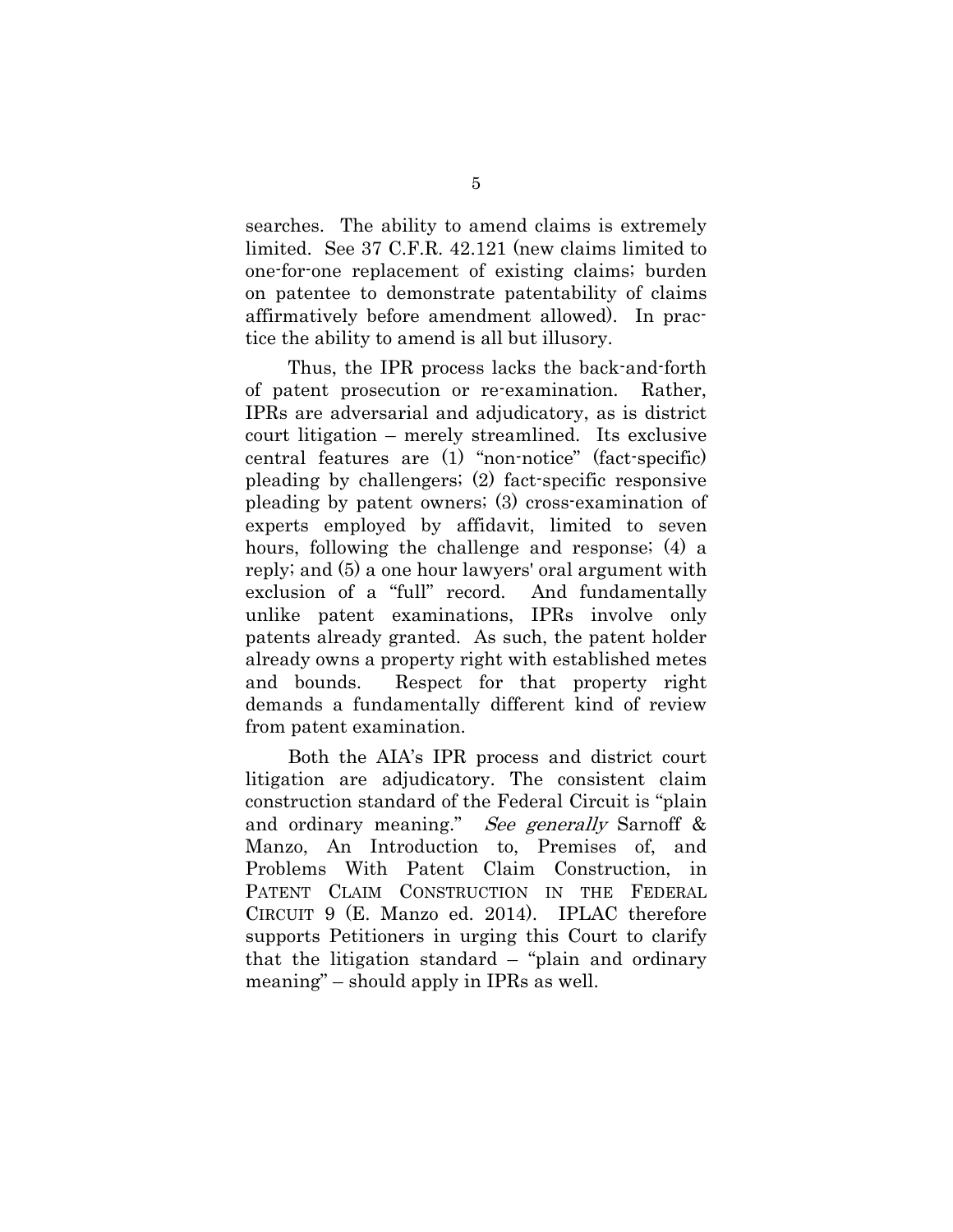searches. The ability to amend claims is extremely limited. See 37 C.F.R. 42.121 (new claims limited to one-for-one replacement of existing claims; burden on patentee to demonstrate patentability of claims affirmatively before amendment allowed). In practice the ability to amend is all but illusory.

Thus, the IPR process lacks the back-and-forth of patent prosecution or re-examination. Rather, IPRs are adversarial and adjudicatory, as is district court litigation – merely streamlined. Its exclusive central features are (1) "non-notice" (fact-specific) pleading by challengers; (2) fact-specific responsive pleading by patent owners; (3) cross-examination of experts employed by affidavit, limited to seven hours, following the challenge and response; (4) a reply; and (5) a one hour lawyers' oral argument with exclusion of a "full" record. And fundamentally unlike patent examinations, IPRs involve only patents already granted. As such, the patent holder already owns a property right with established metes and bounds. Respect for that property right demands a fundamentally different kind of review from patent examination.

Both the AIA's IPR process and district court litigation are adjudicatory. The consistent claim construction standard of the Federal Circuit is "plain and ordinary meaning." *See generally* Sarnoff & Manzo, An Introduction to, Premises of, and Problems With Patent Claim Construction, in PATENT CLAIM CONSTRUCTION IN THE FEDERAL CIRCUIT 9 (E. Manzo ed. 2014). IPLAC therefore supports Petitioners in urging this Court to clarify that the litigation standard – "plain and ordinary meaning" – should apply in IPRs as well.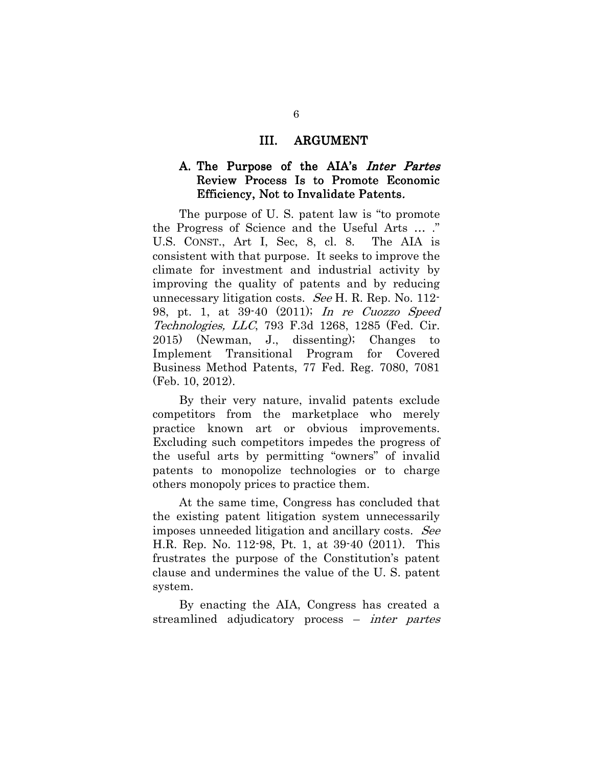## III. ARGUMENT

### A. The Purpose of the AIA's *Inter Partes* Review Process Is to Promote Economic Efficiency, Not to Invalidate Patents.

The purpose of U. S. patent law is "to promote the Progress of Science and the Useful Arts … ." U.S. CONST., Art I, Sec, 8, cl. 8. The AIA is consistent with that purpose. It seeks to improve the climate for investment and industrial activity by improving the quality of patents and by reducing unnecessary litigation costs. *See* H. R. Rep. No. 112-98, pt. 1, at 39-40 (2011); *In re Cuozzo Speed Technologies, LLC*, 793 F.3d 1268, 1285 (Fed. Cir. 2015) (Newman, J., dissenting); Changes to Implement Transitional Program for Covered Business Method Patents, 77 Fed. Reg. 7080, 7081 (Feb. 10, 2012).

By their very nature, invalid patents exclude competitors from the marketplace who merely practice known art or obvious improvements. Excluding such competitors impedes the progress of the useful arts by permitting "owners" of invalid patents to monopolize technologies or to charge others monopoly prices to practice them.

At the same time, Congress has concluded that the existing patent litigation system unnecessarily imposes unneeded litigation and ancillary costs. *See* H.R. Rep. No. 112-98, Pt. 1, at 39-40 (2011). This frustrates the purpose of the Constitution's patent clause and undermines the value of the U. S. patent system.

By enacting the AIA, Congress has created a streamlined adjudicatory process – *inter partes*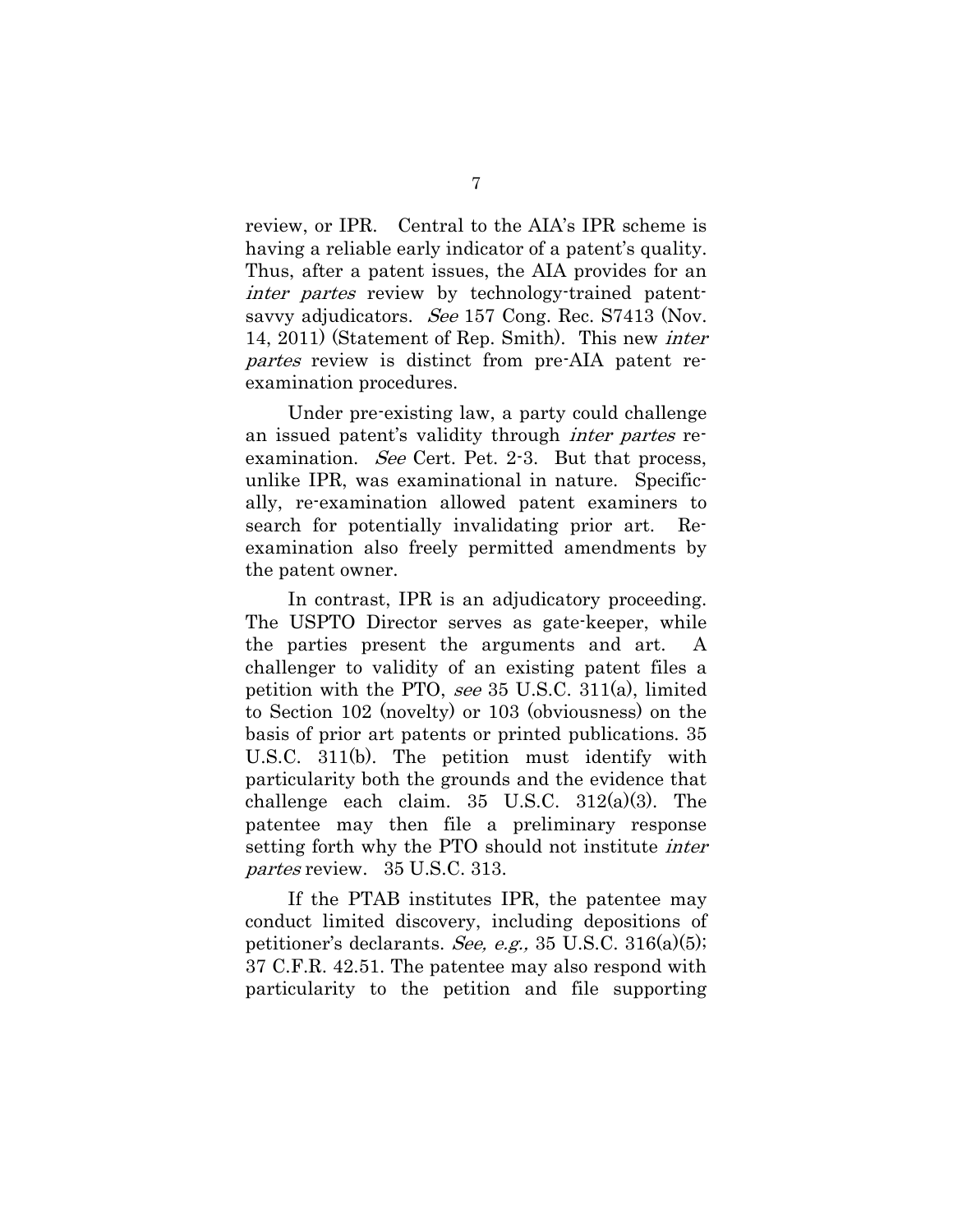review, or IPR. Central to the AIA's IPR scheme is having a reliable early indicator of a patent's quality. Thus, after a patent issues, the AIA provides for an *inter partes* review by technology-trained patent-savvy adjudicators. *See* 157 Cong. Rec. S7413 (Nov. 14, 2011) (Statement of Rep. Smith). This new *inter partes* review is distinct from pre-AIA patent re-examination procedures.

Under pre-existing law, a party could challenge an issued patent's validity through *inter partes* re-examination. *See* Cert. Pet. 2-3. But that process, unlike IPR, was examinational in nature. Specifically, re-examination allowed patent examiners to search for potentially invalidating prior art. Re-examination also freely permitted amendments by the patent owner.

In contrast, IPR is an adjudicatory proceeding. The USPTO Director serves as gate-keeper, while the parties present the arguments and art. A challenger to validity of an existing patent files a petition with the PTO, *see* 35 U.S.C. 311(a), limited to Section 102 (novelty) or 103 (obviousness) on the basis of prior art patents or printed publications. 35 U.S.C. 311(b). The petition must identify with particularity both the grounds and the evidence that challenge each claim. 35 U.S.C. 312(a)(3). The patentee may then file a preliminary response setting forth why the PTO should not institute *inter partes* review. 35 U.S.C. 313.

If the PTAB institutes IPR, the patentee may conduct limited discovery, including depositions of petitioner's declarants. *See, e.g.,* 35 U.S.C. 316(a)(5); 37 C.F.R. 42.51. The patentee may also respond with particularity to the petition and file supporting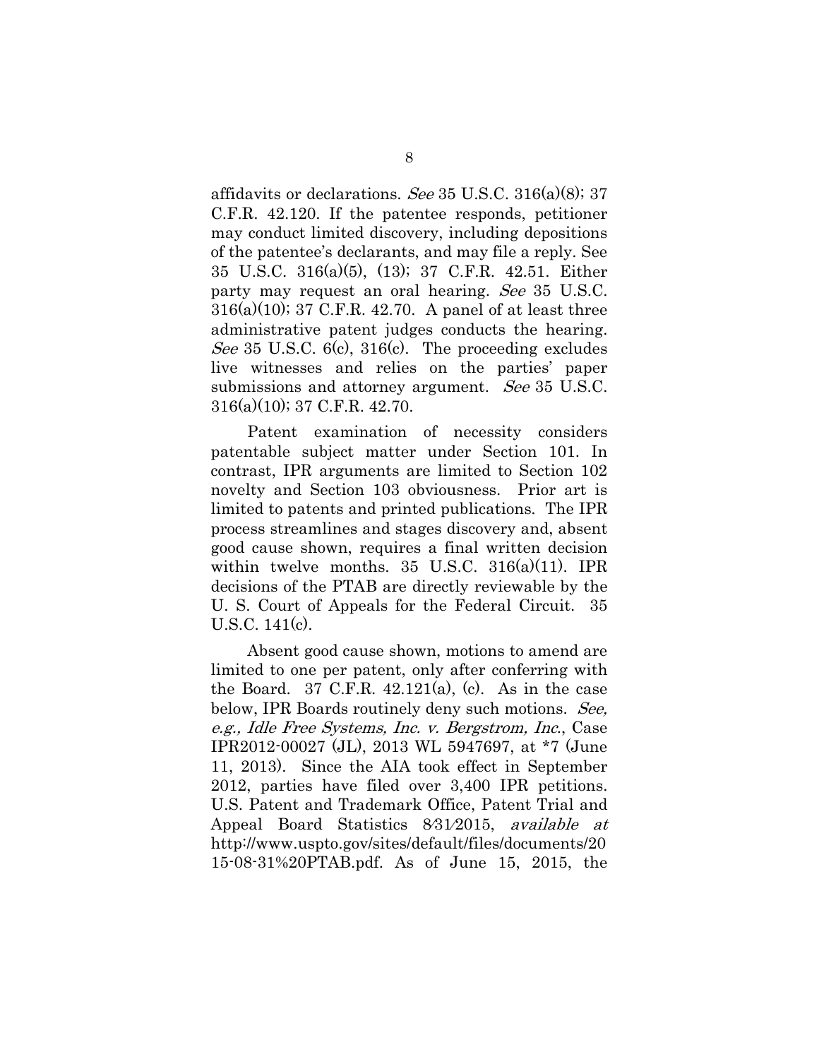affidavits or declarations. *See* 35 U.S.C. 316(a)(8); 37 C.F.R. 42.120. If the patentee responds, petitioner may conduct limited discovery, including depositions of the patentee's declarants, and may file a reply. See 35 U.S.C. 316(a)(5), (13); 37 C.F.R. 42.51. Either party may request an oral hearing. *See* 35 U.S.C. 316(a)(10); 37 C.F.R. 42.70. A panel of at least three administrative patent judges conducts the hearing. *See* 35 U.S.C. 6(c), 316(c). The proceeding excludes live witnesses and relies on the parties' paper submissions and attorney argument. *See* 35 U.S.C. 316(a)(10); 37 C.F.R. 42.70.

Patent examination of necessity considers patentable subject matter under Section 101. In contrast, IPR arguments are limited to Section 102 novelty and Section 103 obviousness. Prior art is limited to patents and printed publications. The IPR process streamlines and stages discovery and, absent good cause shown, requires a final written decision within twelve months. 35 U.S.C. 316(a)(11). IPR decisions of the PTAB are directly reviewable by the U. S. Court of Appeals for the Federal Circuit. 35 U.S.C. 141(c).

Absent good cause shown, motions to amend are limited to one per patent, only after conferring with the Board. 37 C.F.R. 42.121(a), (c). As in the case below, IPR Boards routinely deny such motions. *See, e.g., Idle Free Systems, Inc. v. Bergstrom, Inc.*, Case IPR2012-00027 (JL), 2013 WL 5947697, at *7 (June 11, 2013). Since the AIA took effect in September 2012, parties have filed over 3,400 IPR petitions. U.S. Patent and Trademark Office, Patent Trial and Appeal Board Statistics 8/31/2015, *available at* http://www.uspto.gov/sites/default/files/documents/2015-08-31%20PTAB.pdf. As of June 15, 2015, the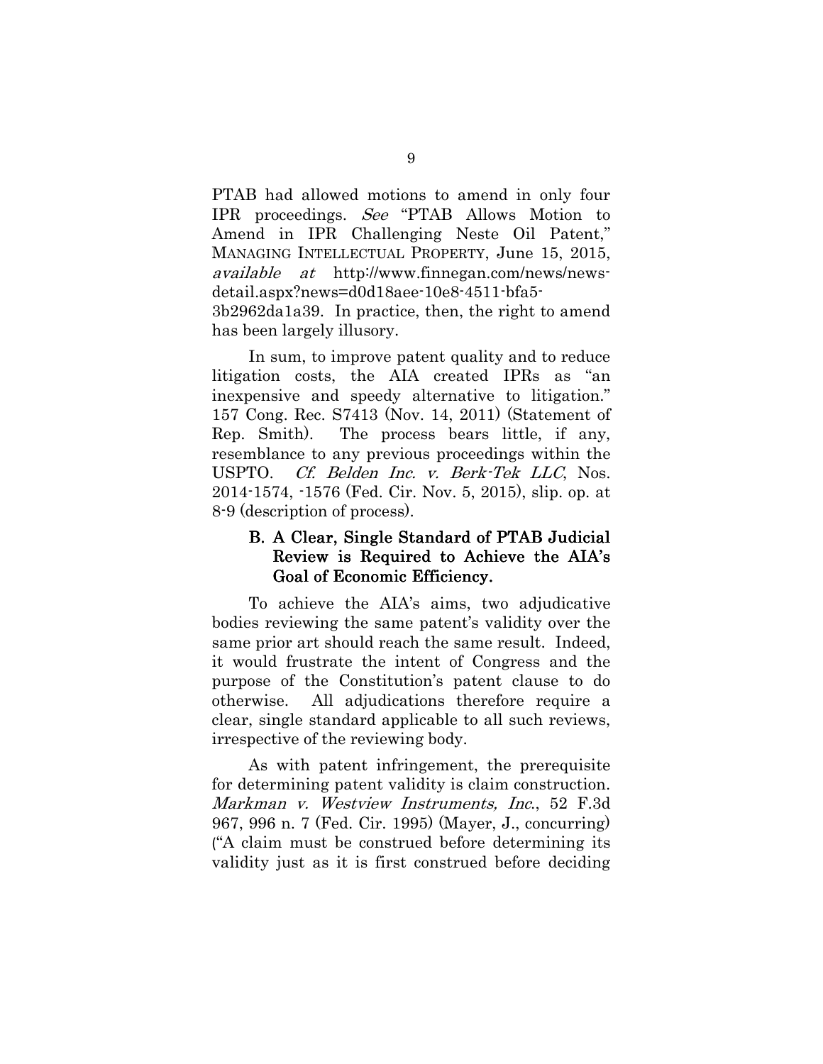PTAB had allowed motions to amend in only four IPR proceedings. *See* "PTAB Allows Motion to Amend in IPR Challenging Neste Oil Patent," MANAGING INTELLECTUAL PROPERTY, June 15, 2015, *available at* http://www.finnegan.com/news/news-detail.aspx?news=d0d18aee-10e8-4511-bfa5-3b2962da1a39. In practice, then, the right to amend has been largely illusory.

In sum, to improve patent quality and to reduce litigation costs, the AIA created IPRs as "an inexpensive and speedy alternative to litigation." 157 Cong. Rec. S7413 (Nov. 14, 2011) (Statement of Rep. Smith). The process bears little, if any, resemblance to any previous proceedings within the USPTO. *Cf. Belden Inc. v. Berk-Tek LLC*, Nos. 2014-1574, -1576 (Fed. Cir. Nov. 5, 2015), slip. op. at 8-9 (description of process).

### B. A Clear, Single Standard of PTAB Judicial Review is Required to Achieve the AIA's Goal of Economic Efficiency.

To achieve the AIA's aims, two adjudicative bodies reviewing the same patent's validity over the same prior art should reach the same result. Indeed, it would frustrate the intent of Congress and the purpose of the Constitution's patent clause to do otherwise. All adjudications therefore require a clear, single standard applicable to all such reviews, irrespective of the reviewing body.

As with patent infringement, the prerequisite for determining patent validity is claim construction. *Markman v. Westview Instruments, Inc.*, 52 F.3d 967, 996 n. 7 (Fed. Cir. 1995) (Mayer, J., concurring) ("A claim must be construed before determining its validity just as it is first construed before deciding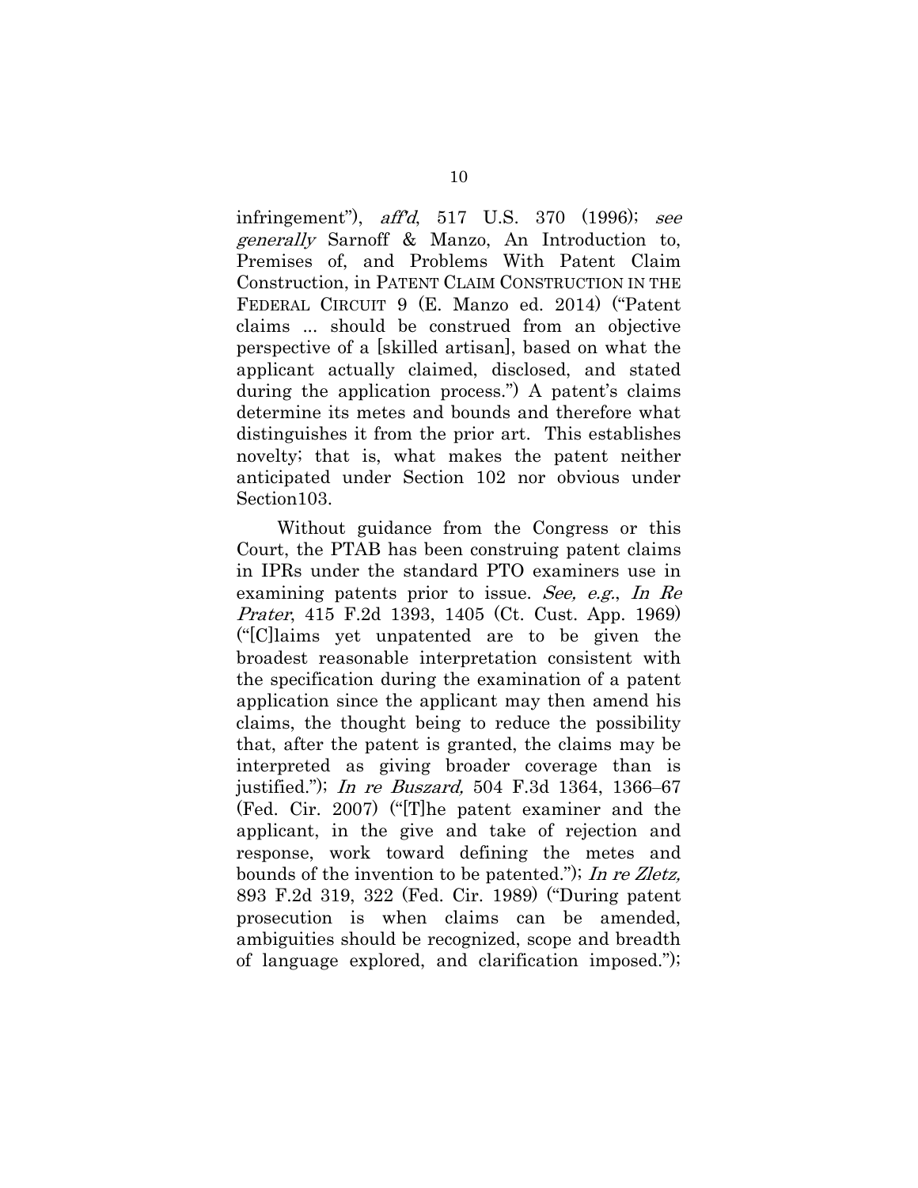infringement"), *aff'd*, 517 U.S. 370 (1996); *see generally* Sarnoff & Manzo, An Introduction to, Premises of, and Problems With Patent Claim Construction, in PATENT CLAIM CONSTRUCTION IN THE FEDERAL CIRCUIT 9 (E. Manzo ed. 2014) ("Patent claims ... should be construed from an objective perspective of a [skilled artisan], based on what the applicant actually claimed, disclosed, and stated during the application process.") A patent's claims determine its metes and bounds and therefore what distinguishes it from the prior art. This establishes novelty; that is, what makes the patent neither anticipated under Section 102 nor obvious under Section103.

Without guidance from the Congress or this Court, the PTAB has been construing patent claims in IPRs under the standard PTO examiners use in examining patents prior to issue. *See, e.g.*, *In Re Prater*, 415 F.2d 1393, 1405 (Ct. Cust. App. 1969) ("[C]laims yet unpatented are to be given the broadest reasonable interpretation consistent with the specification during the examination of a patent application since the applicant may then amend his claims, the thought being to reduce the possibility that, after the patent is granted, the claims may be interpreted as giving broader coverage than is justified."); *In re Buszard,* 504 F.3d 1364, 1366–67 (Fed. Cir. 2007) ("[T]he patent examiner and the applicant, in the give and take of rejection and response, work toward defining the metes and bounds of the invention to be patented."); *In re Zletz,* 893 F.2d 319, 322 (Fed. Cir. 1989) ("During patent prosecution is when claims can be amended, ambiguities should be recognized, scope and breadth of language explored, and clarification imposed.");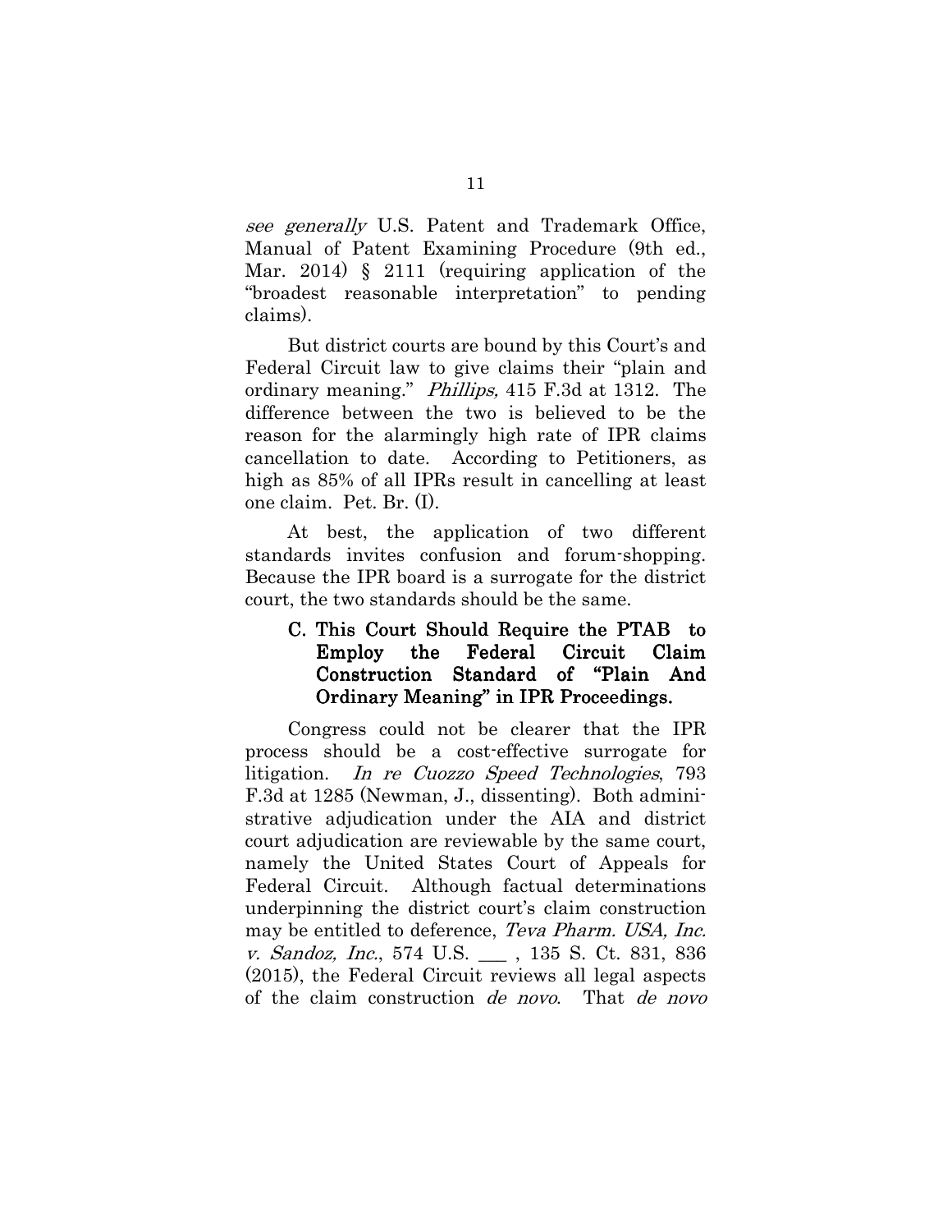*see generally* U.S. Patent and Trademark Office, Manual of Patent Examining Procedure (9th ed., Mar. 2014) § 2111 (requiring application of the "broadest reasonable interpretation" to pending claims).

But district courts are bound by this Court's and Federal Circuit law to give claims their "plain and ordinary meaning." *Phillips,* 415 F.3d at 1312. The difference between the two is believed to be the reason for the alarmingly high rate of IPR claims cancellation to date. According to Petitioners, as high as 85% of all IPRs result in cancelling at least one claim. Pet. Br. (I).

At best, the application of two different standards invites confusion and forum-shopping. Because the IPR board is a surrogate for the district court, the two standards should be the same.

### C. This Court Should Require the PTAB to Employ the Federal Circuit Claim Construction Standard of "Plain And Ordinary Meaning" in IPR Proceedings.

Congress could not be clearer that the IPR process should be a cost-effective surrogate for litigation. *In re Cuozzo Speed Technologies*, 793 F.3d at 1285 (Newman, J., dissenting). Both administrative adjudication under the AIA and district court adjudication are reviewable by the same court, namely the United States Court of Appeals for Federal Circuit. Although factual determinations underpinning the district court's claim construction may be entitled to deference, *Teva Pharm. USA, Inc. v. Sandoz, Inc.*, 574 U.S. \_\_\_ , 135 S. Ct. 831, 836 (2015), the Federal Circuit reviews all legal aspects of the claim construction *de novo*. That *de novo*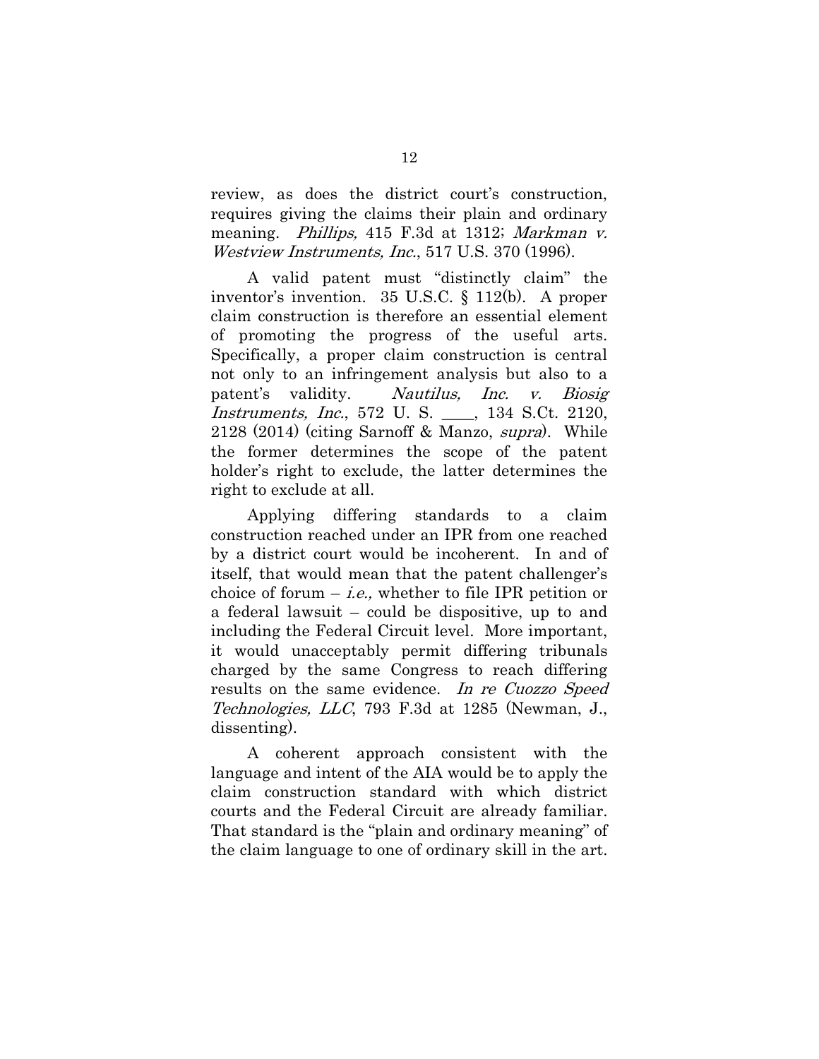review, as does the district court's construction, requires giving the claims their plain and ordinary meaning. *Phillips,* 415 F.3d at 1312; *Markman v. Westview Instruments, Inc*., 517 U.S. 370 (1996).

A valid patent must "distinctly claim" the inventor's invention. 35 U.S.C. § 112(b). A proper claim construction is therefore an essential element of promoting the progress of the useful arts. Specifically, a proper claim construction is central not only to an infringement analysis but also to a patent's validity. *Nautilus, Inc. v. Biosig Instruments, Inc*., 572 U. S. ____, 134 S.Ct. 2120, 2128 (2014) (citing Sarnoff & Manzo, *supra*). While the former determines the scope of the patent holder's right to exclude, the latter determines the right to exclude at all.

Applying differing standards to a claim construction reached under an IPR from one reached by a district court would be incoherent. In and of itself, that would mean that the patent challenger's choice of forum – *i.e.,* whether to file IPR petition or a federal lawsuit – could be dispositive, up to and including the Federal Circuit level. More important, it would unacceptably permit differing tribunals charged by the same Congress to reach differing results on the same evidence. *In re Cuozzo Speed Technologies, LLC*, 793 F.3d at 1285 (Newman, J., dissenting).

A coherent approach consistent with the language and intent of the AIA would be to apply the claim construction standard with which district courts and the Federal Circuit are already familiar. That standard is the "plain and ordinary meaning" of the claim language to one of ordinary skill in the art.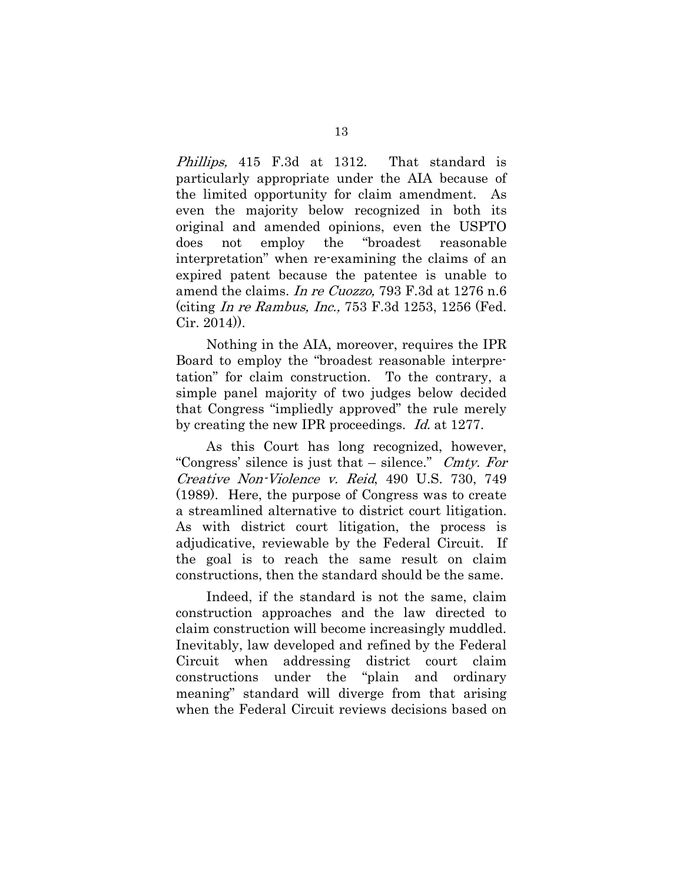*Phillips,* 415 F.3d at 1312. That standard is particularly appropriate under the AIA because of the limited opportunity for claim amendment. As even the majority below recognized in both its original and amended opinions, even the USPTO does not employ the "broadest reasonable interpretation" when re-examining the claims of an expired patent because the patentee is unable to amend the claims. *In re Cuozzo,* 793 F.3d at 1276 n.6 (citing *In re Rambus, Inc.,* 753 F.3d 1253, 1256 (Fed. Cir. 2014)).

Nothing in the AIA, moreover, requires the IPR Board to employ the "broadest reasonable interpretation" for claim construction. To the contrary, a simple panel majority of two judges below decided that Congress "impliedly approved" the rule merely by creating the new IPR proceedings. *Id.* at 1277.

As this Court has long recognized, however, "Congress' silence is just that – silence." *Cmty. For Creative Non-Violence v. Reid*, 490 U.S. 730, 749 (1989). Here, the purpose of Congress was to create a streamlined alternative to district court litigation. As with district court litigation, the process is adjudicative, reviewable by the Federal Circuit. If the goal is to reach the same result on claim constructions, then the standard should be the same.

Indeed, if the standard is not the same, claim construction approaches and the law directed to claim construction will become increasingly muddled. Inevitably, law developed and refined by the Federal Circuit when addressing district court claim constructions under the "plain and ordinary meaning" standard will diverge from that arising when the Federal Circuit reviews decisions based on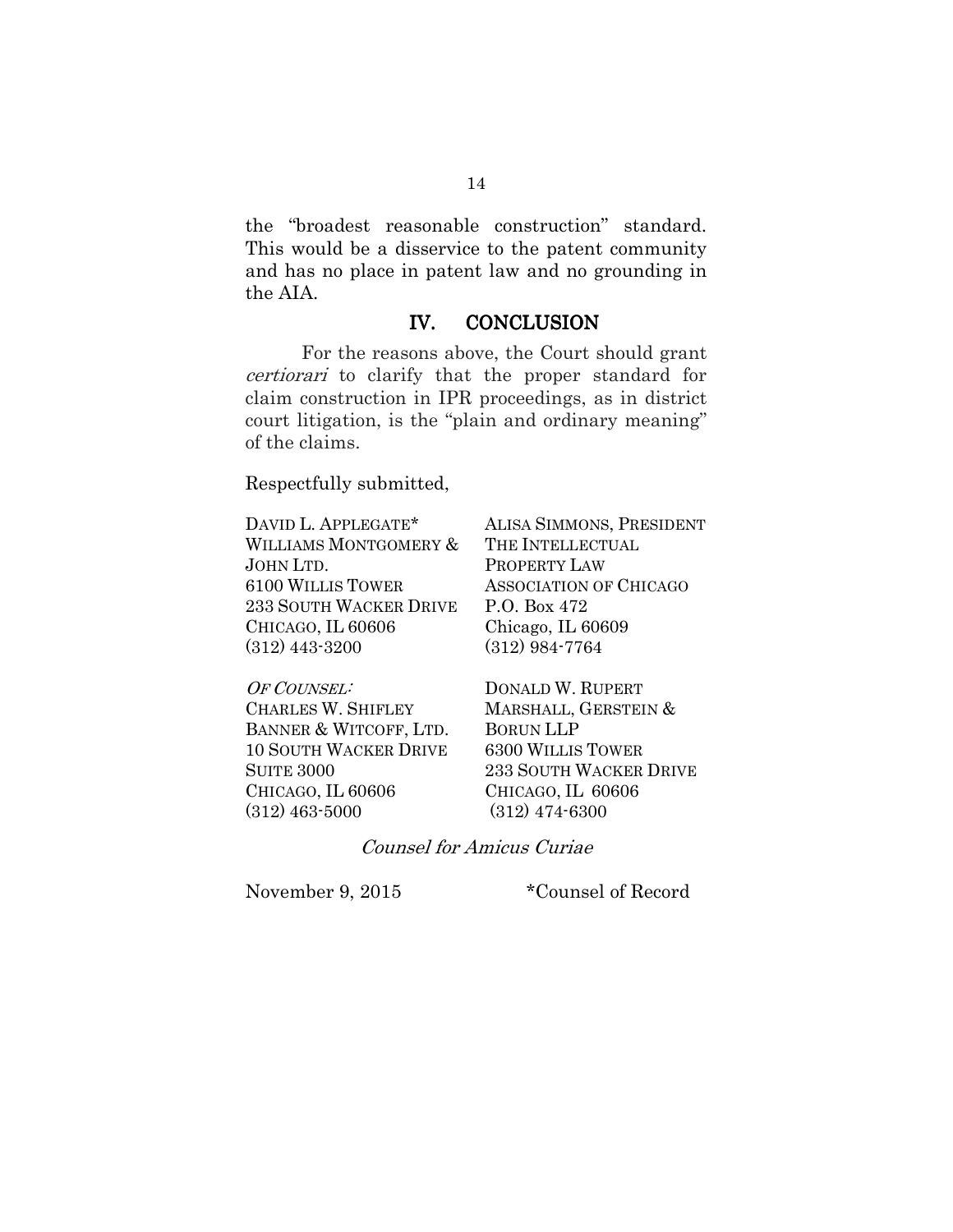the "broadest reasonable construction" standard. This would be a disservice to the patent community and has no place in patent law and no grounding in the AIA.

## IV. CONCLUSION

For the reasons above, the Court should grant *certiorari* to clarify that the proper standard for claim construction in IPR proceedings, as in district court litigation, is the "plain and ordinary meaning" of the claims.

Respectfully submitted,

DAVID L. APPLEGATE*
WILLIAMS MONTGOMERY & JOHN LTD.
6100 WILLIS TOWER
233 SOUTH WACKER DRIVE
CHICAGO, IL 60606
(312) 443-3200

ALISA SIMMONS, PRESIDENT
THE INTELLECTUAL PROPERTY LAW ASSOCIATION OF CHICAGO
P.O. Box 472
Chicago, IL 60609
(312) 984-7764

*OF COUNSEL:*
CHARLES W. SHIFLEY
BANNER & WITCOFF, LTD.
10 SOUTH WACKER DRIVE
SUITE 3000
CHICAGO, IL 60606
(312) 463-5000

DONALD W. RUPERT
MARSHALL, GERSTEIN & BORUN LLP
6300 WILLIS TOWER
233 SOUTH WACKER DRIVE
CHICAGO, IL 60606
(312) 474-6300

*Counsel for Amicus Curiae*

November 9, 2015

*Counsel of Record